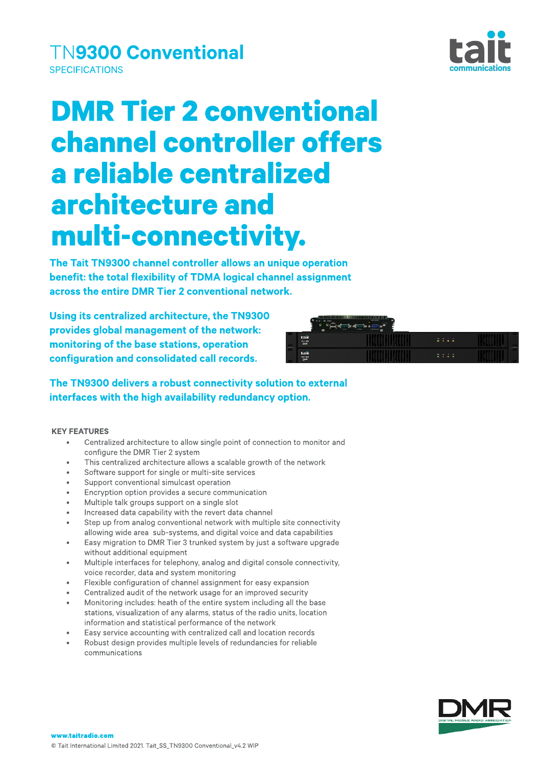# TN9300 Conventional

SPECIFICATIONS

# DMR Tier 2 conventional channel controller offers a reliable centralized architecture and multi-connectivity.

**The Tait TN9300 channel controller allows an unique operation benefit: the total flexibility of TDMA logical channel assignment across the entire DMR Tier 2 conventional network.**

**Using its centralized architecture, the TN9300 provides global management of the network: monitoring of the base stations, operation configuration and consolidated call records.**

**The TN9300 delivers a robust connectivity solution to external interfaces with the high availability redundancy option.**

## KEY FEATURES

- Centralized architecture to allow single point of connection to monitor and configure the DMR Tier 2 system
- This centralized architecture allows a scalable growth of the network
- Software support for single or multi-site services
- Support conventional simulcast operation
- Encryption option provides a secure communication
- Multiple talk groups support on a single slot
- Increased data capability with the revert data channel
- Step up from analog conventional network with multiple site connectivity allowing wide area sub-systems, and digital voice and data capabilities
- Easy migration to DMR Tier 3 trunked system by just a software upgrade without additional equipment
- Multiple interfaces for telephony, analog and digital console connectivity, voice recorder, data and system monitoring
- Flexible configuration of channel assignment for easy expansion
- Centralized audit of the network usage for an improved security
- Monitoring includes: heath of the entire system including all the base stations, visualization of any alarms, status of the radio units, location information and statistical performance of the network
- Easy service accounting with centralized call and location records
- Robust design provides multiple levels of redundancies for reliable communications

www.taitradio.com

© Tait International Limited 2021. Tait_SS_TN9300 Conventional_v4.2 WIP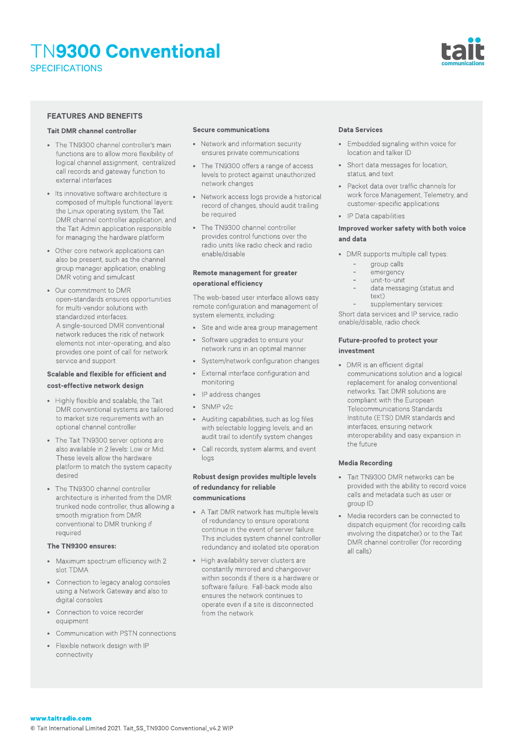# TN9300 Conventional

SPECIFICATIONS

## FEATURES AND BENEFITS

### Tait DMR channel controller

- The TN9300 channel controller's main functions are to allow more flexibility of logical channel assignment, centralized call records and gateway function to external interfaces
- Its innovative software architecture is composed of multiple functional layers: the Linux operating system, the Tait DMR channel controller application, and the Tait Admin application responsible for managing the hardware platform
- Other core network applications can also be present, such as the channel group manager application, enabling DMR voting and simulcast
- Our commitment to DMR open-standards ensures opportunities for multi-vendor solutions with standardized interfaces.
  A single-sourced DMR conventional network reduces the risk of network elements not inter-operating, and also provides one point of call for network service and support

### Scalable and flexible for efficient and cost-effective network design

- Highly flexible and scalable, the Tait DMR conventional systems are tailored to market size requirements with an optional channel controller
- The Tait TN9300 server options are also available in 2 levels: Low or Mid. These levels allow the hardware platform to match the system capacity desired
- The TN9300 channel controller architecture is inherited from the DMR trunked node controller, thus allowing a smooth migration from DMR conventional to DMR trunking if required

### The TN9300 ensures:

- Maximum spectrum efficiency with 2 slot TDMA
- Connection to legacy analog consoles using a Network Gateway and also to digital consoles
- Connection to voice recorder equipment
- Communication with PSTN connections
- Flexible network design with IP connectivity

### Secure communications

- Network and information security ensures private communications
- The TN9300 offers a range of access levels to protect against unauthorized network changes
- Network access logs provide a historical record of changes, should audit trailing be required
- The TN9300 channel controller provides control functions over the radio units like radio check and radio enable/disable

### Remote management for greater operational efficiency

The web-based user interface allows easy remote configuration and management of system elements, including:

- Site and wide area group management
- Software upgrades to ensure your network runs in an optimal manner
- System/network configuration changes
- External interface configuration and monitoring
- IP address changes
- SNMP v2c
- Auditing capabilities, such as log files with selectable logging levels, and an audit trail to identify system changes
- Call records, system alarms, and event logs

### Robust design provides multiple levels of redundancy for reliable communications

- A Tait DMR network has multiple levels of redundancy to ensure operations continue in the event of server failure. This includes system channel controller redundancy and isolated site operation
- High availability server clusters are constantly mirrored and changeover within seconds if there is a hardware or software failure. Fall-back mode also ensures the network continues to operate even if a site is disconnected from the network

### Data Services

- Embedded signaling within voice for location and talker ID
- Short data messages for location, status, and text
- Packet data over traffic channels for work force Management, Telemetry, and customer-specific applications
- IP Data capabilities

### Improved worker safety with both voice and data

- DMR supports multiple call types:
  - group calls
  - emergency
  - unit-to-unit
  - data messaging (status and text)
  - supplementary services:

Short data services and IP service, radio enable/disable, radio check

### Future-proofed to protect your investment

- DMR is an efficient digital communications solution and a logical replacement for analog conventional networks. Tait DMR solutions are compliant with the European Telecommunications Standards Institute (ETSI) DMR standards and interfaces, ensuring network interoperability and easy expansion in the future

### Media Recording

- Tait TN9300 DMR networks can be provided with the ability to record voice calls and metadata such as user or group ID
- Media recorders can be connected to dispatch equipment (for recording calls involving the dispatcher) or to the Tait DMR channel controller (for recording all calls)

www.taitradio.com

© Tait International Limited 2021. Tait_SS_TN9300 Conventional_v4.2 WIP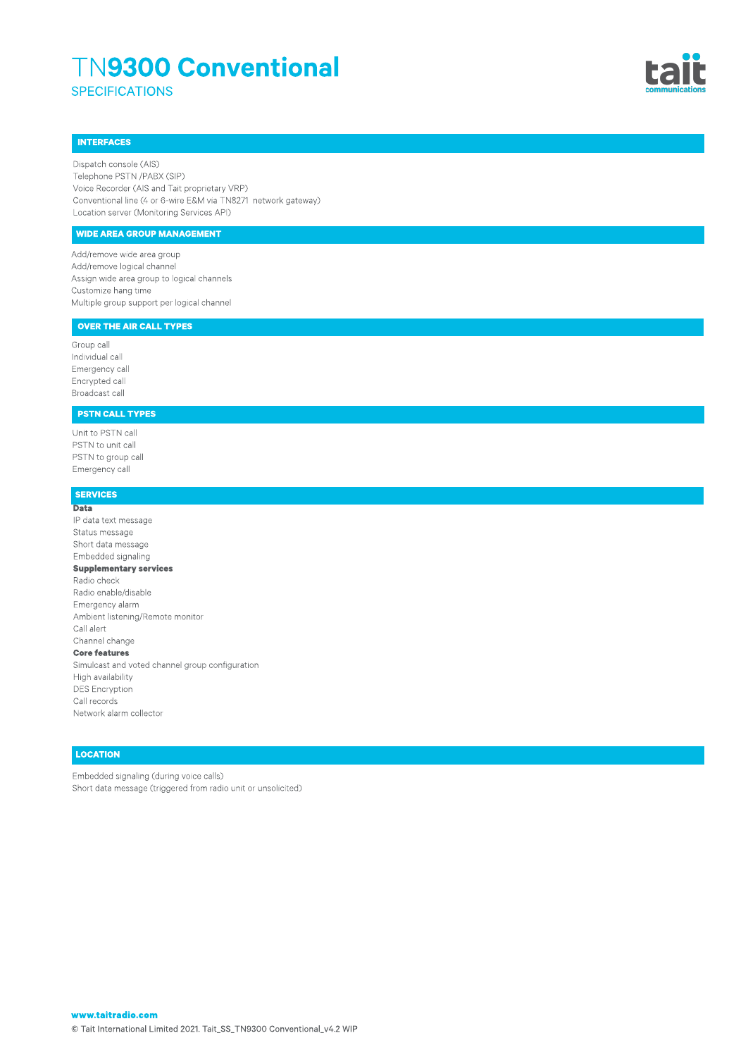# TN9300 Conventional

SPECIFICATIONS

## INTERFACES

Dispatch console (AIS)
Telephone PSTN /PABX (SIP)
Voice Recorder (AIS and Tait proprietary VRP)
Conventional line (4 or 6-wire E&M via TN8271 network gateway)
Location server (Monitoring Services API)

## WIDE AREA GROUP MANAGEMENT

Add/remove wide area group
Add/remove logical channel
Assign wide area group to logical channels
Customize hang time
Multiple group support per logical channel

## OVER THE AIR CALL TYPES

Group call
Individual call
Emergency call
Encrypted call
Broadcast call

## PSTN CALL TYPES

Unit to PSTN call
PSTN to unit call
PSTN to group call
Emergency call

## SERVICES

**Data**
IP data text message
Status message
Short data message
Embedded signaling

**Supplementary services**
Radio check
Radio enable/disable
Emergency alarm
Ambient listening/Remote monitor
Call alert
Channel change

**Core features**
Simulcast and voted channel group configuration
High availability
DES Encryption
Call records
Network alarm collector

## LOCATION

Embedded signaling (during voice calls)
Short data message (triggered from radio unit or unsolicited)

www.taitradio.com

© Tait International Limited 2021. Tait_SS_TN9300 Conventional_v4.2 WIP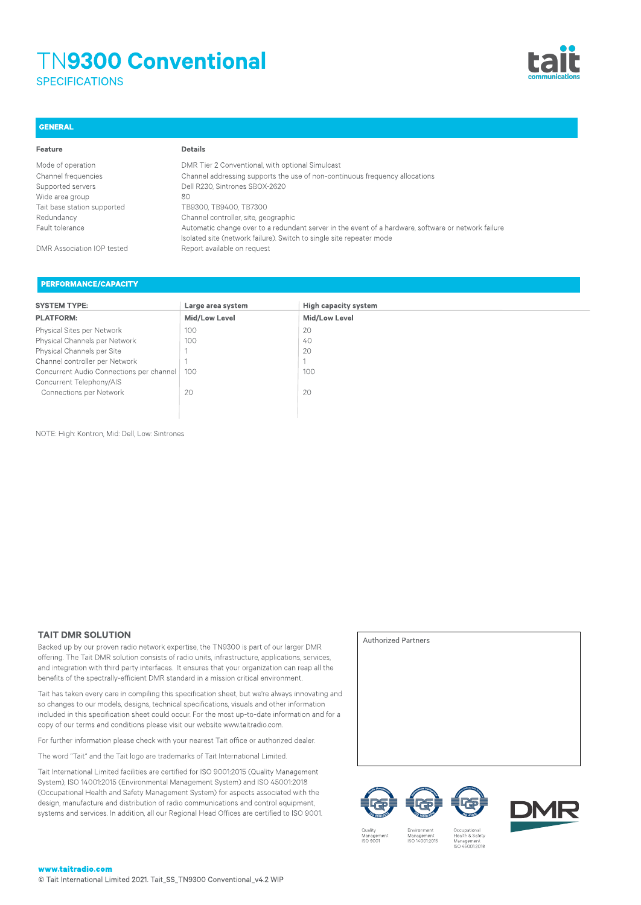# TN9300 Conventional

SPECIFICATIONS

## GENERAL

| Feature | Details |
|---|---|
| Mode of operation | DMR Tier 2 Conventional, with optional Simulcast |
| Channel frequencies | Channel addressing supports the use of non-continuous frequency allocations |
| Supported servers | Dell R230, Sintrones SBOX-2620 |
| Wide area group | 80 |
| Tait base station supported | TB9300, TB9400, TB7300 |
| Redundancy | Channel controller, site, geographic |
| Fault tolerance | Automatic change over to a redundant server in the event of a hardware, software or network failure<br>Isolated site (network failure). Switch to single site repeater mode |
| DMR Association IOP tested | Report available on request |

## PERFORMANCE/CAPACITY

| SYSTEM TYPE: | Large area system | High capacity system |
|---|---|---|
| **PLATFORM:** | **Mid/Low Level** | **Mid/Low Level** |
| Physical Sites per Network | 100 | 20 |
| Physical Channels per Network | 100 | 40 |
| Physical Channels per Site | 1 | 20 |
| Channel controller per Network | 1 | 1 |
| Concurrent Audio Connections per channel | 100 | 100 |
| Concurrent Telephony/AIS Connections per Network | 20 | 20 |

NOTE: High: Kontron, Mid: Dell, Low: Sintrones

## TAIT DMR SOLUTION

Backed up by our proven radio network expertise, the TN9300 is part of our larger DMR offering. The Tait DMR solution consists of radio units, infrastructure, applications, services, and integration with third party interfaces. It ensures that your organization can reap all the benefits of the spectrally-efficient DMR standard in a mission critical environment.

Tait has taken every care in compiling this specification sheet, but we're always innovating and so changes to our models, designs, technical specifications, visuals and other information included in this specification sheet could occur. For the most up-to-date information and for a copy of our terms and conditions please visit our website www.taitradio.com.

For further information please check with your nearest Tait office or authorized dealer.

The word "Tait" and the Tait logo are trademarks of Tait International Limited.

Tait International Limited facilities are certified for ISO 9001:2015 (Quality Management System), ISO 14001:2015 (Environmental Management System) and ISO 45001:2018 (Occupational Health and Safety Management System) for aspects associated with the design, manufacture and distribution of radio communications and control equipment, systems and services. In addition, all our Regional Head Offices are certified to ISO 9001.

Authorized Partners

Quality Management ISO 9001

Environment Management ISO 14001:2015

Occupational Health & Safety Management ISO 45001:2018

www.taitradio.com

© Tait International Limited 2021. Tait_SS_TN9300 Conventional_v4.2 WIP